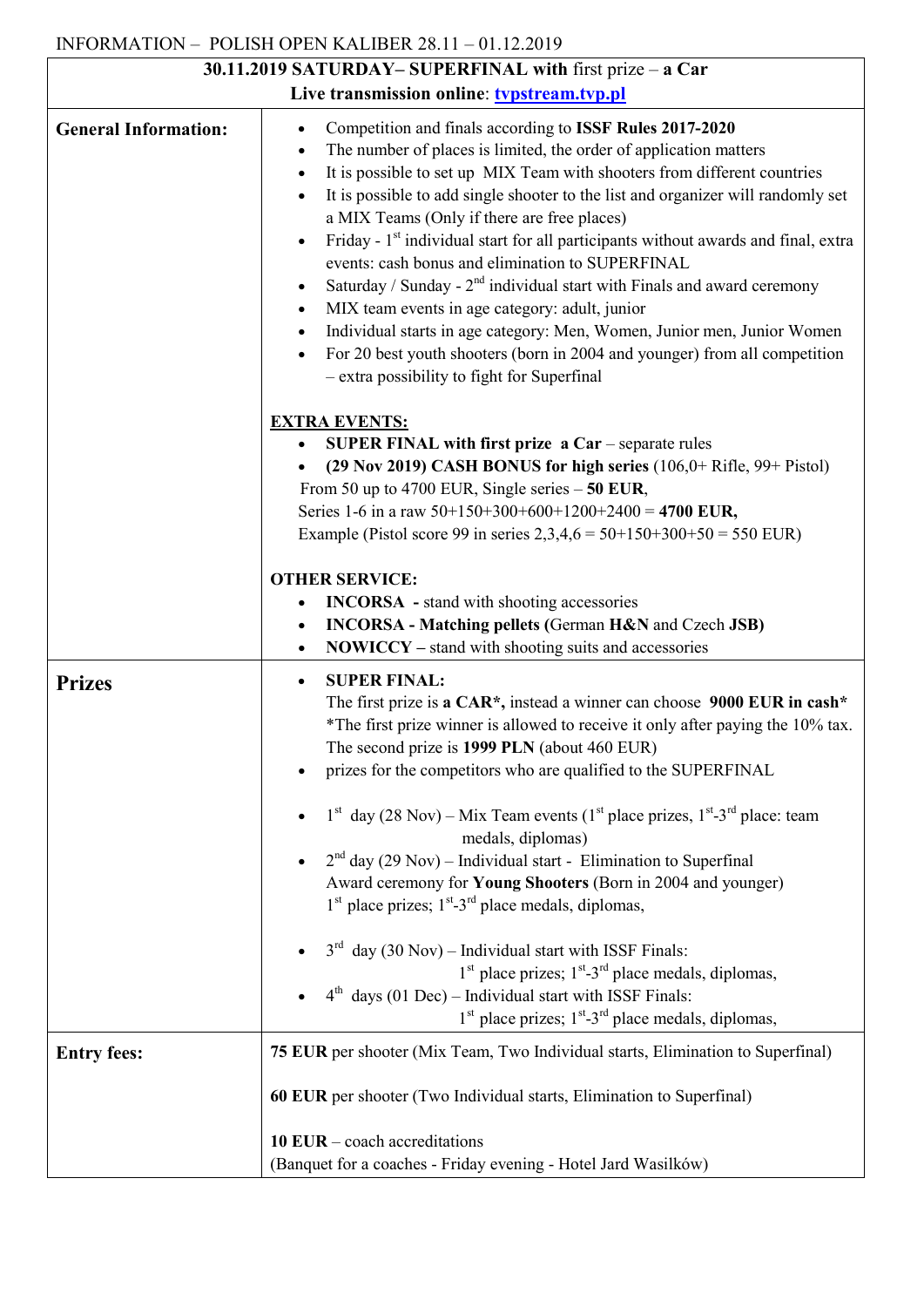INFORMATION – POLISH OPEN KALIBER 28.11 – 01.12.2019

**30.11.2019 SATURDAY– SUPERFINAL with** first prize – **a Car**

**Live transmission online**: tvpstream.tvp.pl

## General Information:

- Competition and finals according to **ISSF Rules 2017-2020**
- The number of places is limited, the order of application matters
- It is possible to set up MIX Team with shooters from different countries
- It is possible to add single shooter to the list and organizer will randomly set a MIX Teams (Only if there are free places)
- Friday - 1st individual start for all participants without awards and final, extra events: cash bonus and elimination to SUPERFINAL
- Saturday / Sunday - 2nd individual start with Finals and award ceremony
- MIX team events in age category: adult, junior
- Individual starts in age category: Men, Women, Junior men, Junior Women
- For 20 best youth shooters (born in 2004 and younger) from all competition – extra possibility to fight for Superfinal

**EXTRA EVENTS:**

- **SUPER FINAL with first prize a Car** – separate rules
- **(29 Nov 2019) CASH BONUS for high series** (106,0+ Rifle, 99+ Pistol)

From 50 up to 4700 EUR, Single series – **50 EUR**,
Series 1-6 in a raw 50+150+300+600+1200+2400 = **4700 EUR,**
Example (Pistol score 99 in series 2,3,4,6 = 50+150+300+50 = 550 EUR)

**OTHER SERVICE:**

- **INCORSA** - stand with shooting accessories
- **INCORSA - Matching pellets (**German **H&N** and Czech **JSB)**
- **NOWICCY –** stand with shooting suits and accessories

## Prizes

- **SUPER FINAL:**
  The first prize is **a CAR\*,** instead a winner can choose **9000 EUR in cash\***
  \*The first prize winner is allowed to receive it only after paying the 10% tax.
  The second prize is **1999 PLN** (about 460 EUR)
- prizes for the competitors who are qualified to the SUPERFINAL

- 1st day (28 Nov) – Mix Team events (1st place prizes, 1st-3rd place: team medals, diplomas)
- 2nd day (29 Nov) – Individual start - Elimination to Superfinal
  Award ceremony for **Young Shooters** (Born in 2004 and younger)
  1st place prizes; 1st-3rd place medals, diplomas,

- 3rd day (30 Nov) – Individual start with ISSF Finals:
  1st place prizes; 1st-3rd place medals, diplomas,
- 4th days (01 Dec) – Individual start with ISSF Finals:
  1st place prizes; 1st-3rd place medals, diplomas,

## Entry fees:

**75 EUR** per shooter (Mix Team, Two Individual starts, Elimination to Superfinal)

**60 EUR** per shooter (Two Individual starts, Elimination to Superfinal)

**10 EUR** – coach accreditations
(Banquet for a coaches - Friday evening - Hotel Jard Wasilków)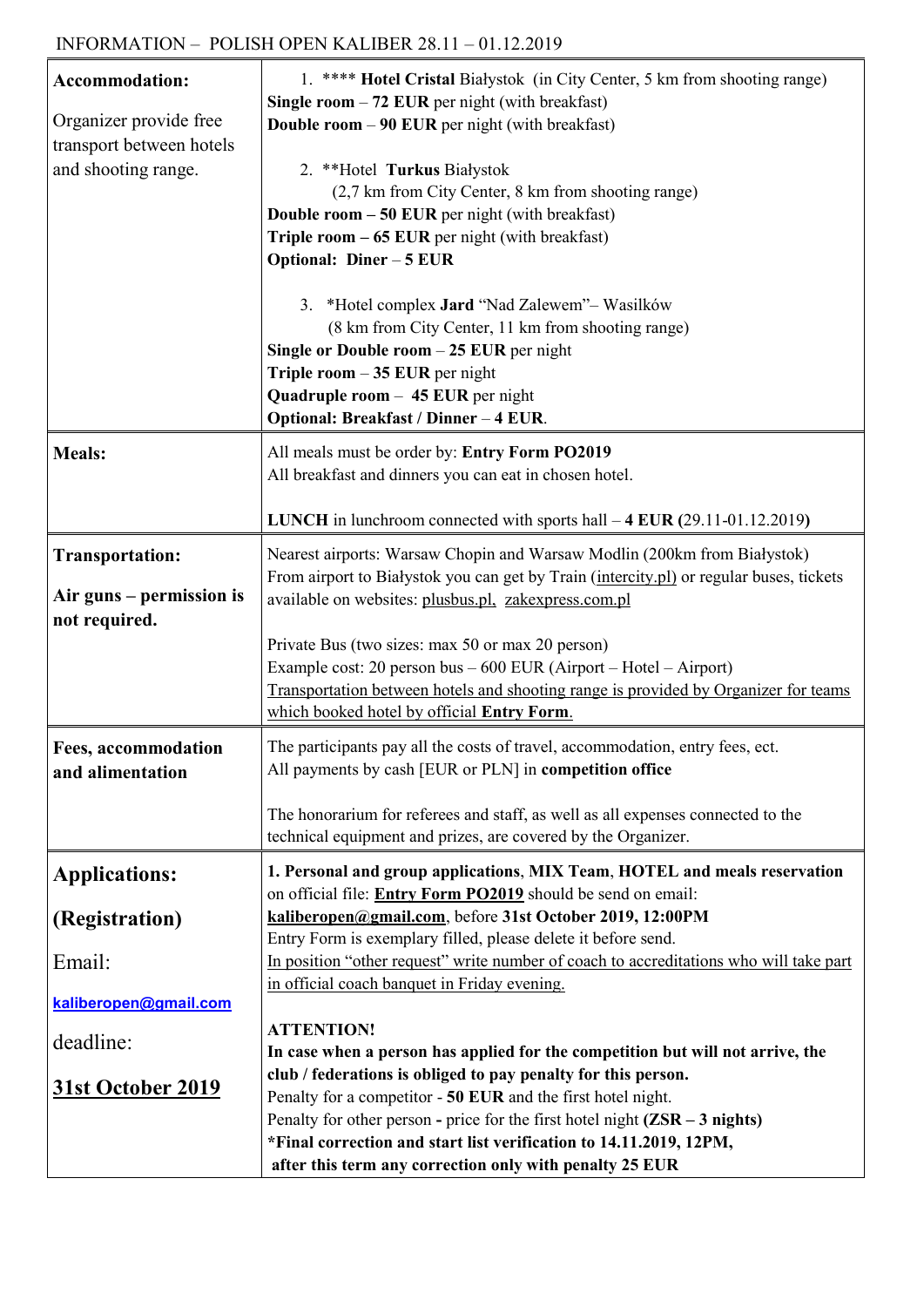INFORMATION – POLISH OPEN KALIBER 28.11 – 01.12.2019

| **Accommodation:**<br><br>Organizer provide free transport between hotels and shooting range. | 1. **** **Hotel Cristal** Białystok (in City Center, 5 km from shooting range)<br>**Single room** – **72 EUR** per night (with breakfast)<br>**Double room** – **90 EUR** per night (with breakfast)<br><br>2. **Hotel **Turkus** Białystok<br>(2,7 km from City Center, 8 km from shooting range)<br>**Double room – 50 EUR** per night (with breakfast)<br>**Triple room – 65 EUR** per night (with breakfast)<br>**Optional: Diner** – **5 EUR**<br><br>3. *Hotel complex **Jard** "Nad Zalewem"– Wasilków<br>(8 km from City Center, 11 km from shooting range)<br>**Single or Double room** – **25 EUR** per night<br>**Triple room** – **35 EUR** per night<br>**Quadruple room** – **45 EUR** per night<br>**Optional: Breakfast / Dinner** – **4 EUR**. |
|---|---|
| **Meals:** | All meals must be order by: **Entry Form PO2019**<br>All breakfast and dinners you can eat in chosen hotel.<br><br>**LUNCH** in lunchroom connected with sports hall – **4 EUR** (29.11-01.12.2019**)** |
| **Transportation:**<br><br>**Air guns – permission is not required.** | Nearest airports: Warsaw Chopin and Warsaw Modlin (200km from Białystok)<br>From airport to Białystok you can get by Train (intercity.pl) or regular buses, tickets available on websites: plusbus.pl, zakexpress.com.pl<br><br>Private Bus (two sizes: max 50 or max 20 person)<br>Example cost: 20 person bus – 600 EUR (Airport – Hotel – Airport)<br>Transportation between hotels and shooting range is provided by Organizer for teams which booked hotel by official **Entry Form**. |
| **Fees, accommodation and alimentation** | The participants pay all the costs of travel, accommodation, entry fees, ect.<br>All payments by cash [EUR or PLN] in **competition office**<br><br>The honorarium for referees and staff, as well as all expenses connected to the technical equipment and prizes, are covered by the Organizer. |
| **Applications:**<br><br>**(Registration)**<br><br>Email:<br><br>**kaliberopen@gmail.com**<br><br>deadline:<br><br>**31st October 2019** | **1. Personal and group applications**, **MIX Team**, **HOTEL and meals reservation** on official file: **Entry Form PO2019** should be send on email: **kaliberopen@gmail.com**, before **31st October 2019, 12:00PM**<br>Entry Form is exemplary filled, please delete it before send.<br>In position "other request" write number of coach to accreditations who will take part in official coach banquet in Friday evening.<br><br>**ATTENTION!**<br>**In case when a person has applied for the competition but will not arrive, the club / federations is obliged to pay penalty for this person.**<br>Penalty for a competitor - **50 EUR** and the first hotel night.<br>Penalty for other person **-** price for the first hotel night **(ZSR – 3 nights)**<br>***Final correction and start list verification to 14.11.2019, 12PM,**<br>**after this term any correction only with penalty 25 EUR** |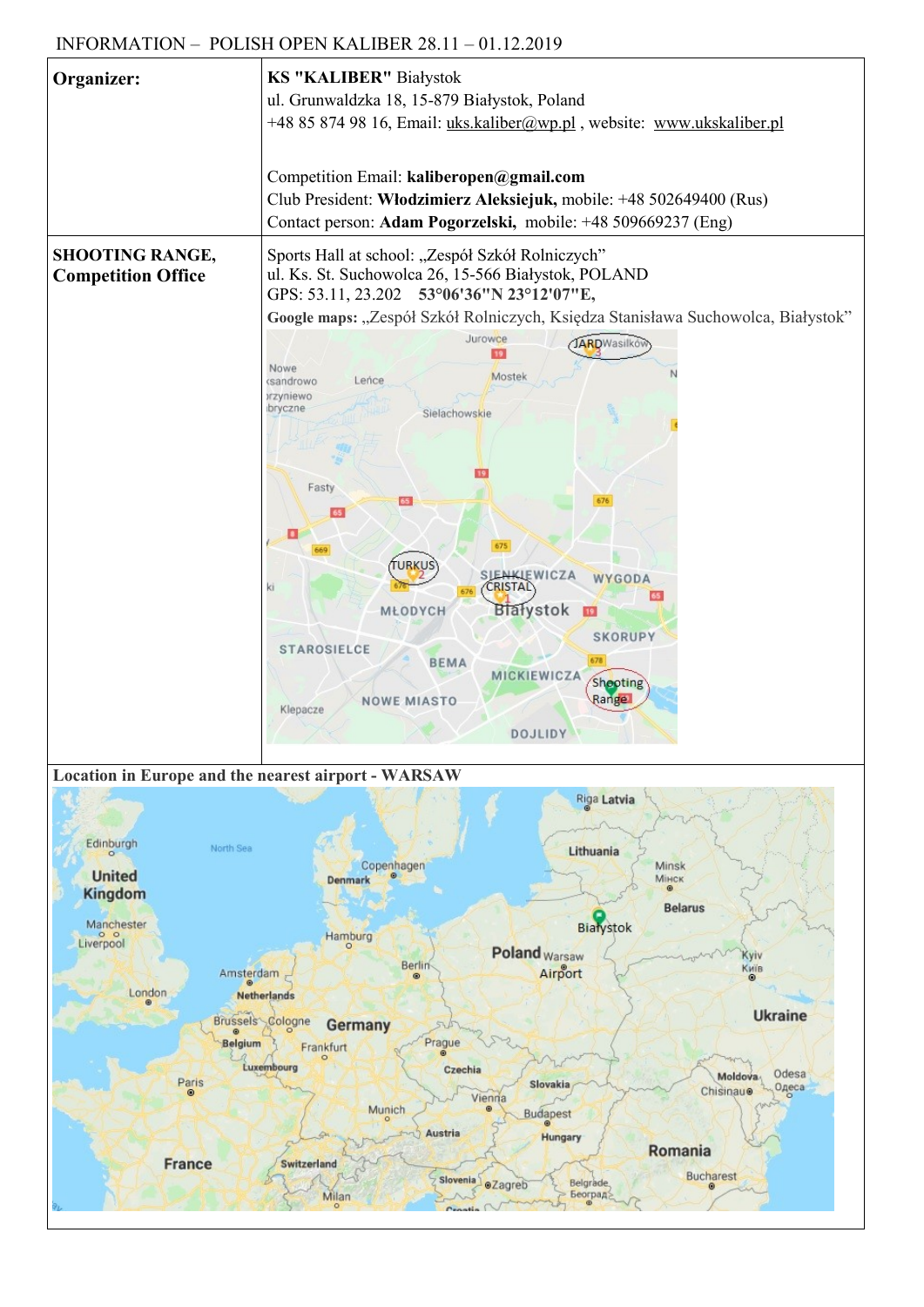INFORMATION – POLISH OPEN KALIBER 28.11 – 01.12.2019

| | |
|---|---|
| **Organizer:** | **KS "KALIBER"** Białystok<br>ul. Grunwaldzka 18, 15-879 Białystok, Poland<br>+48 85 874 98 16, Email: uks.kaliber@wp.pl , website: www.ukskaliber.pl<br><br>Competition Email: **kaliberopen@gmail.com**<br>Club President: **Włodzimierz Aleksiejuk,** mobile: +48 502649400 (Rus)<br>Contact person: **Adam Pogorzelski,** mobile: +48 509669237 (Eng) |
| **SHOOTING RANGE, Competition Office** | Sports Hall at school: „Zespół Szkół Rolniczych"<br>ul. Ks. St. Suchowolca 26, 15-566 Białystok, POLAND<br>GPS: 53.11, 23.202 **53°06'36"N 23°12'07"E,**<br>**Google maps:** „Zespół Szkół Rolniczych, Księdza Stanisława Suchowolca, Białystok" |

**Location in Europe and the nearest airport - WARSAW**